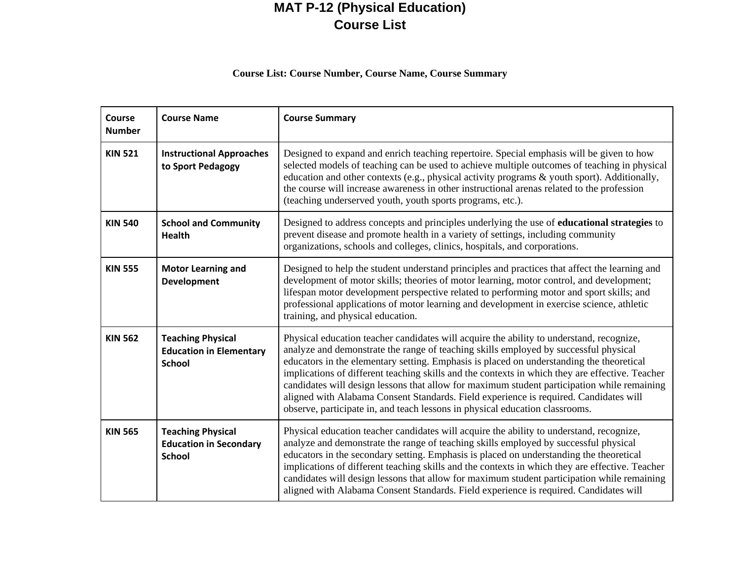# MAT P-12 (Physical Education)
# Course List

**Course List: Course Number, Course Name, Course Summary**

| Course Number | Course Name | Course Summary |
|---|---|---|
| **KIN 521** | **Instructional Approaches to Sport Pedagogy** | Designed to expand and enrich teaching repertoire. Special emphasis will be given to how selected models of teaching can be used to achieve multiple outcomes of teaching in physical education and other contexts (e.g., physical activity programs & youth sport). Additionally, the course will increase awareness in other instructional arenas related to the profession (teaching underserved youth, youth sports programs, etc.). |
| **KIN 540** | **School and Community Health** | Designed to address concepts and principles underlying the use of **educational strategies** to prevent disease and promote health in a variety of settings, including community organizations, schools and colleges, clinics, hospitals, and corporations. |
| **KIN 555** | **Motor Learning and Development** | Designed to help the student understand principles and practices that affect the learning and development of motor skills; theories of motor learning, motor control, and development; lifespan motor development perspective related to performing motor and sport skills; and professional applications of motor learning and development in exercise science, athletic training, and physical education. |
| **KIN 562** | **Teaching Physical Education in Elementary School** | Physical education teacher candidates will acquire the ability to understand, recognize, analyze and demonstrate the range of teaching skills employed by successful physical educators in the elementary setting. Emphasis is placed on understanding the theoretical implications of different teaching skills and the contexts in which they are effective. Teacher candidates will design lessons that allow for maximum student participation while remaining aligned with Alabama Consent Standards. Field experience is required. Candidates will observe, participate in, and teach lessons in physical education classrooms. |
| **KIN 565** | **Teaching Physical Education in Secondary School** | Physical education teacher candidates will acquire the ability to understand, recognize, analyze and demonstrate the range of teaching skills employed by successful physical educators in the secondary setting. Emphasis is placed on understanding the theoretical implications of different teaching skills and the contexts in which they are effective. Teacher candidates will design lessons that allow for maximum student participation while remaining aligned with Alabama Consent Standards. Field experience is required. Candidates will |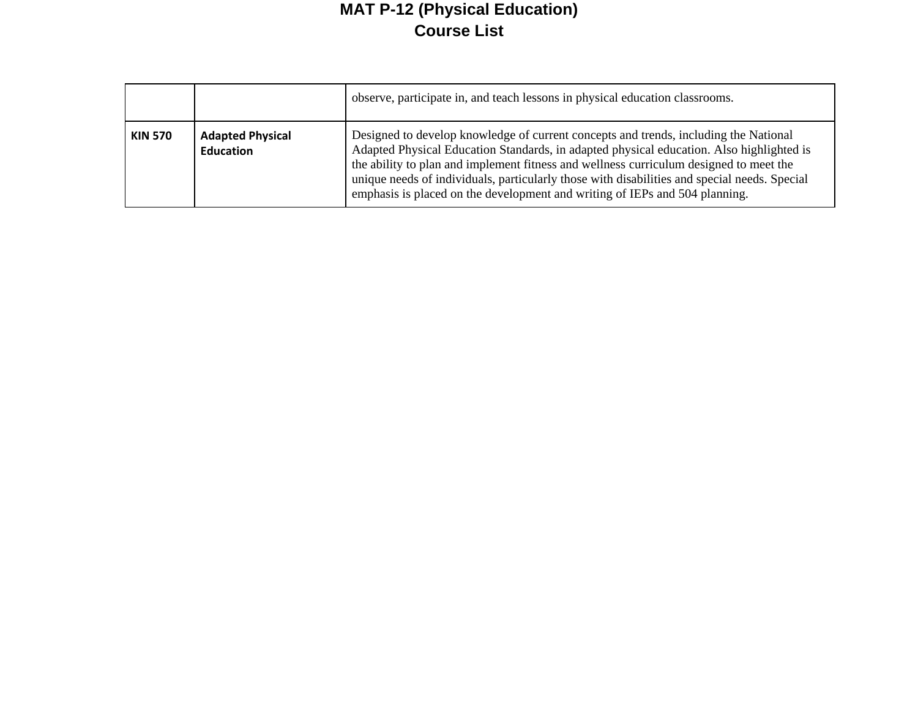# MAT P-12 (Physical Education)
## Course List

| | | |
|---|---|---|
| | | observe, participate in, and teach lessons in physical education classrooms. |
| **KIN 570** | **Adapted Physical Education** | Designed to develop knowledge of current concepts and trends, including the National Adapted Physical Education Standards, in adapted physical education. Also highlighted is the ability to plan and implement fitness and wellness curriculum designed to meet the unique needs of individuals, particularly those with disabilities and special needs. Special emphasis is placed on the development and writing of IEPs and 504 planning. |